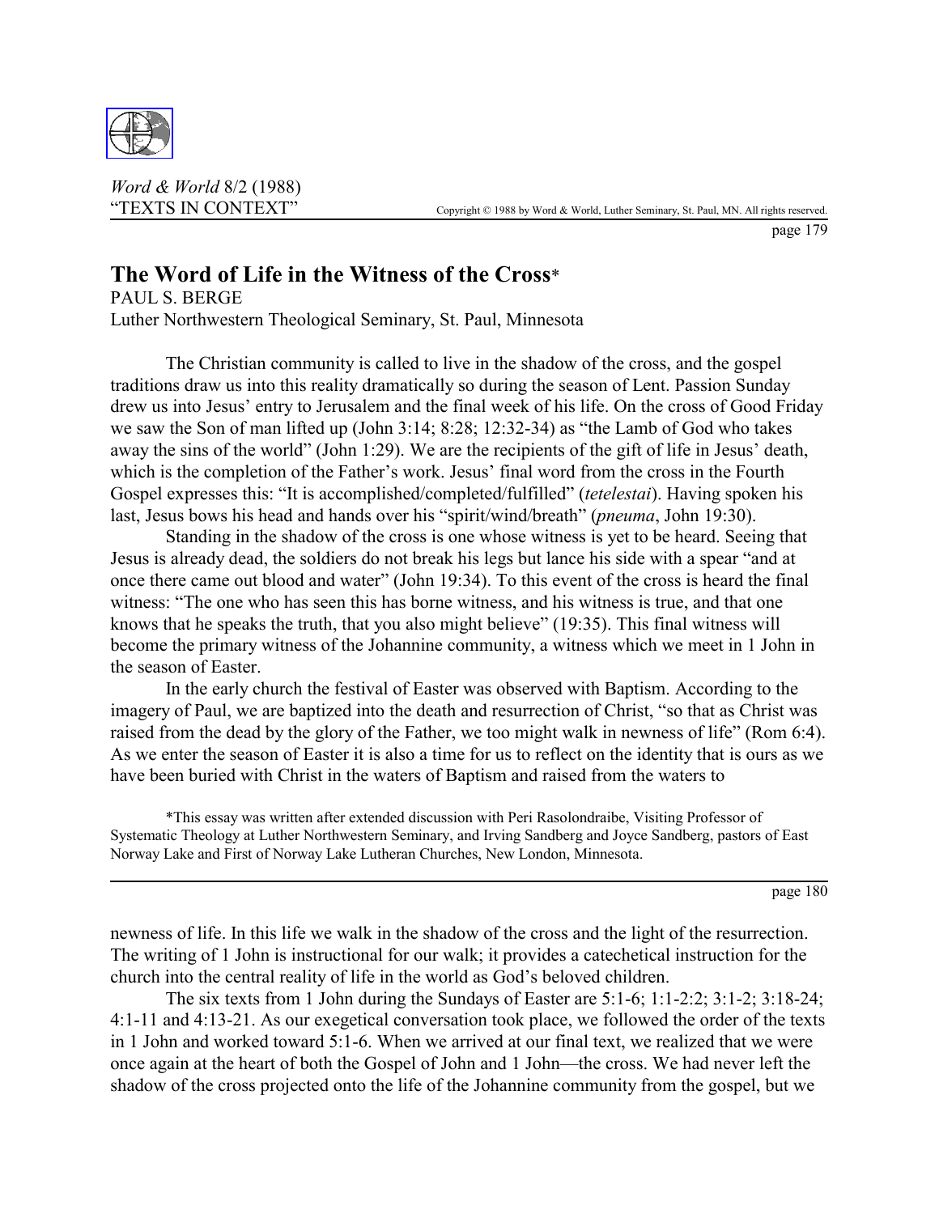# The Word of Life in the Witness of the Cross*

PAUL S. BERGE

Luther Northwestern Theological Seminary, St. Paul, Minnesota

The Christian community is called to live in the shadow of the cross, and the gospel traditions draw us into this reality dramatically so during the season of Lent. Passion Sunday drew us into Jesus' entry to Jerusalem and the final week of his life. On the cross of Good Friday we saw the Son of man lifted up (John 3:14; 8:28; 12:32-34) as "the Lamb of God who takes away the sins of the world" (John 1:29). We are the recipients of the gift of life in Jesus' death, which is the completion of the Father's work. Jesus' final word from the cross in the Fourth Gospel expresses this: "It is accomplished/completed/fulfilled" (*tetelestai*). Having spoken his last, Jesus bows his head and hands over his "spirit/wind/breath" (*pneuma*, John 19:30).

Standing in the shadow of the cross is one whose witness is yet to be heard. Seeing that Jesus is already dead, the soldiers do not break his legs but lance his side with a spear "and at once there came out blood and water" (John 19:34). To this event of the cross is heard the final witness: "The one who has seen this has borne witness, and his witness is true, and that one knows that he speaks the truth, that you also might believe" (19:35). This final witness will become the primary witness of the Johannine community, a witness which we meet in 1 John in the season of Easter.

In the early church the festival of Easter was observed with Baptism. According to the imagery of Paul, we are baptized into the death and resurrection of Christ, "so that as Christ was raised from the dead by the glory of the Father, we too might walk in newness of life" (Rom 6:4). As we enter the season of Easter it is also a time for us to reflect on the identity that is ours as we have been buried with Christ in the waters of Baptism and raised from the waters to newness of life. In this life we walk in the shadow of the cross and the light of the resurrection. The writing of 1 John is instructional for our walk; it provides a catechetical instruction for the church into the central reality of life in the world as God's beloved children.

The six texts from 1 John during the Sundays of Easter are 5:1-6; 1:1-2:2; 3:1-2; 3:18-24; 4:1-11 and 4:13-21. As our exegetical conversation took place, we followed the order of the texts in 1 John and worked toward 5:1-6. When we arrived at our final text, we realized that we were once again at the heart of both the Gospel of John and 1 John—the cross. We had never left the shadow of the cross projected onto the life of the Johannine community from the gospel, but we

*This essay was written after extended discussion with Peri Rasolondraibe, Visiting Professor of Systematic Theology at Luther Northwestern Seminary, and Irving Sandberg and Joyce Sandberg, pastors of East Norway Lake and First of Norway Lake Lutheran Churches, New London, Minnesota.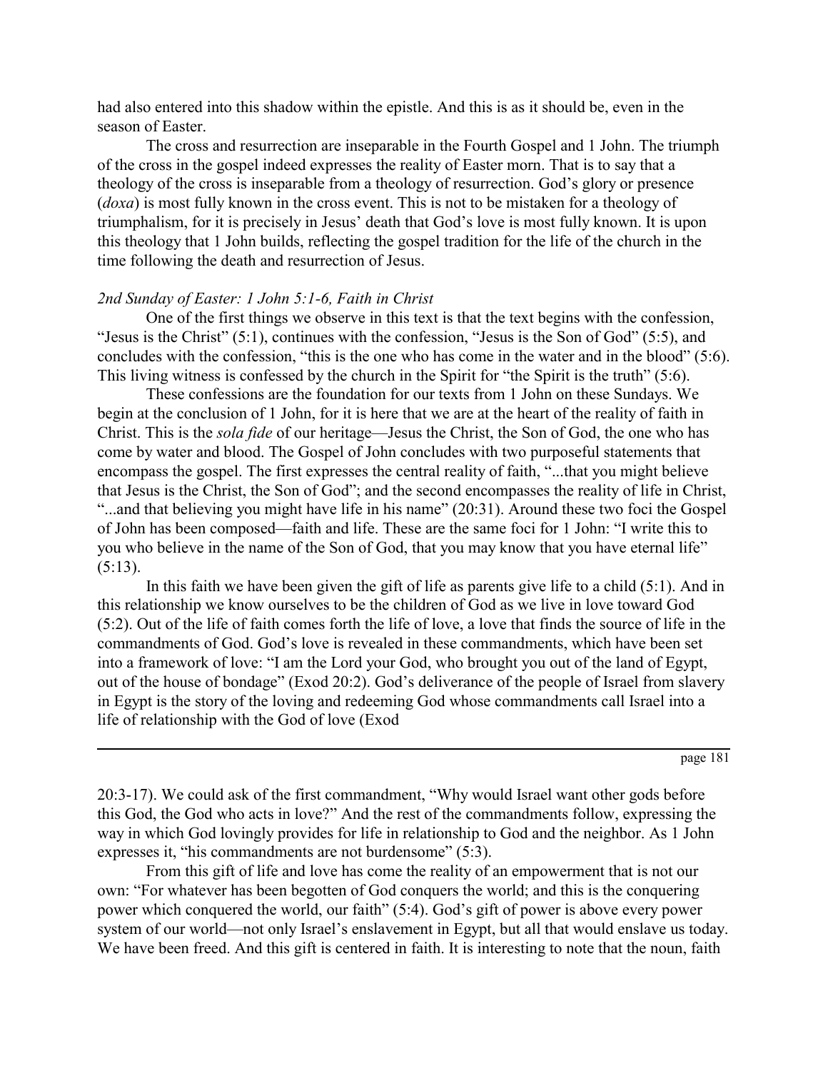had also entered into this shadow within the epistle. And this is as it should be, even in the season of Easter.

The cross and resurrection are inseparable in the Fourth Gospel and 1 John. The triumph of the cross in the gospel indeed expresses the reality of Easter morn. That is to say that a theology of the cross is inseparable from a theology of resurrection. God's glory or presence (*doxa*) is most fully known in the cross event. This is not to be mistaken for a theology of triumphalism, for it is precisely in Jesus' death that God's love is most fully known. It is upon this theology that 1 John builds, reflecting the gospel tradition for the life of the church in the time following the death and resurrection of Jesus.

*2nd Sunday of Easter: 1 John 5:1-6, Faith in Christ*

One of the first things we observe in this text is that the text begins with the confession, "Jesus is the Christ" (5:1), continues with the confession, "Jesus is the Son of God" (5:5), and concludes with the confession, "this is the one who has come in the water and in the blood" (5:6). This living witness is confessed by the church in the Spirit for "the Spirit is the truth" (5:6).

These confessions are the foundation for our texts from 1 John on these Sundays. We begin at the conclusion of 1 John, for it is here that we are at the heart of the reality of faith in Christ. This is the *sola fide* of our heritage—Jesus the Christ, the Son of God, the one who has come by water and blood. The Gospel of John concludes with two purposeful statements that encompass the gospel. The first expresses the central reality of faith, "...that you might believe that Jesus is the Christ, the Son of God"; and the second encompasses the reality of life in Christ, "...and that believing you might have life in his name" (20:31). Around these two foci the Gospel of John has been composed—faith and life. These are the same foci for 1 John: "I write this to you who believe in the name of the Son of God, that you may know that you have eternal life" (5:13).

In this faith we have been given the gift of life as parents give life to a child (5:1). And in this relationship we know ourselves to be the children of God as we live in love toward God (5:2). Out of the life of faith comes forth the life of love, a love that finds the source of life in the commandments of God. God's love is revealed in these commandments, which have been set into a framework of love: "I am the Lord your God, who brought you out of the land of Egypt, out of the house of bondage" (Exod 20:2). God's deliverance of the people of Israel from slavery in Egypt is the story of the loving and redeeming God whose commandments call Israel into a life of relationship with the God of love (Exod 20:3-17). We could ask of the first commandment, "Why would Israel want other gods before this God, the God who acts in love?" And the rest of the commandments follow, expressing the way in which God lovingly provides for life in relationship to God and the neighbor. As 1 John expresses it, "his commandments are not burdensome" (5:3).

From this gift of life and love has come the reality of an empowerment that is not our own: "For whatever has been begotten of God conquers the world; and this is the conquering power which conquered the world, our faith" (5:4). God's gift of power is above every power system of our world—not only Israel's enslavement in Egypt, but all that would enslave us today. We have been freed. And this gift is centered in faith. It is interesting to note that the noun, faith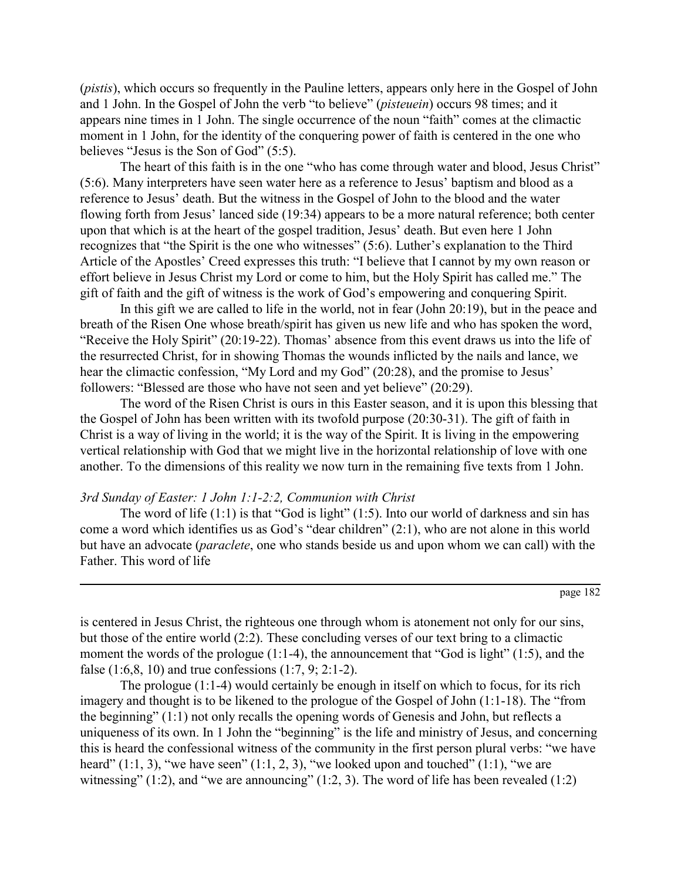(*pistis*), which occurs so frequently in the Pauline letters, appears only here in the Gospel of John and 1 John. In the Gospel of John the verb "to believe" (*pisteuein*) occurs 98 times; and it appears nine times in 1 John. The single occurrence of the noun "faith" comes at the climactic moment in 1 John, for the identity of the conquering power of faith is centered in the one who believes "Jesus is the Son of God" (5:5).

The heart of this faith is in the one "who has come through water and blood, Jesus Christ" (5:6). Many interpreters have seen water here as a reference to Jesus' baptism and blood as a reference to Jesus' death. But the witness in the Gospel of John to the blood and the water flowing forth from Jesus' lanced side (19:34) appears to be a more natural reference; both center upon that which is at the heart of the gospel tradition, Jesus' death. But even here 1 John recognizes that "the Spirit is the one who witnesses" (5:6). Luther's explanation to the Third Article of the Apostles' Creed expresses this truth: "I believe that I cannot by my own reason or effort believe in Jesus Christ my Lord or come to him, but the Holy Spirit has called me." The gift of faith and the gift of witness is the work of God's empowering and conquering Spirit.

In this gift we are called to life in the world, not in fear (John 20:19), but in the peace and breath of the Risen One whose breath/spirit has given us new life and who has spoken the word, "Receive the Holy Spirit" (20:19-22). Thomas' absence from this event draws us into the life of the resurrected Christ, for in showing Thomas the wounds inflicted by the nails and lance, we hear the climactic confession, "My Lord and my God" (20:28), and the promise to Jesus' followers: "Blessed are those who have not seen and yet believe" (20:29).

The word of the Risen Christ is ours in this Easter season, and it is upon this blessing that the Gospel of John has been written with its twofold purpose (20:30-31). The gift of faith in Christ is a way of living in the world; it is the way of the Spirit. It is living in the empowering vertical relationship with God that we might live in the horizontal relationship of love with one another. To the dimensions of this reality we now turn in the remaining five texts from 1 John.

*3rd Sunday of Easter: 1 John 1:1-2:2, Communion with Christ*

The word of life (1:1) is that "God is light" (1:5). Into our world of darkness and sin has come a word which identifies us as God's "dear children" (2:1), who are not alone in this world but have an advocate (*paraclete*, one who stands beside us and upon whom we can call) with the Father. This word of life is centered in Jesus Christ, the righteous one through whom is atonement not only for our sins, but those of the entire world (2:2). These concluding verses of our text bring to a climactic moment the words of the prologue (1:1-4), the announcement that "God is light" (1:5), and the false (1:6,8, 10) and true confessions (1:7, 9; 2:1-2).

The prologue (1:1-4) would certainly be enough in itself on which to focus, for its rich imagery and thought is to be likened to the prologue of the Gospel of John (1:1-18). The "from the beginning" (1:1) not only recalls the opening words of Genesis and John, but reflects a uniqueness of its own. In 1 John the "beginning" is the life and ministry of Jesus, and concerning this is heard the confessional witness of the community in the first person plural verbs: "we have heard" (1:1, 3), "we have seen" (1:1, 2, 3), "we looked upon and touched" (1:1), "we are witnessing" (1:2), and "we are announcing" (1:2, 3). The word of life has been revealed (1:2)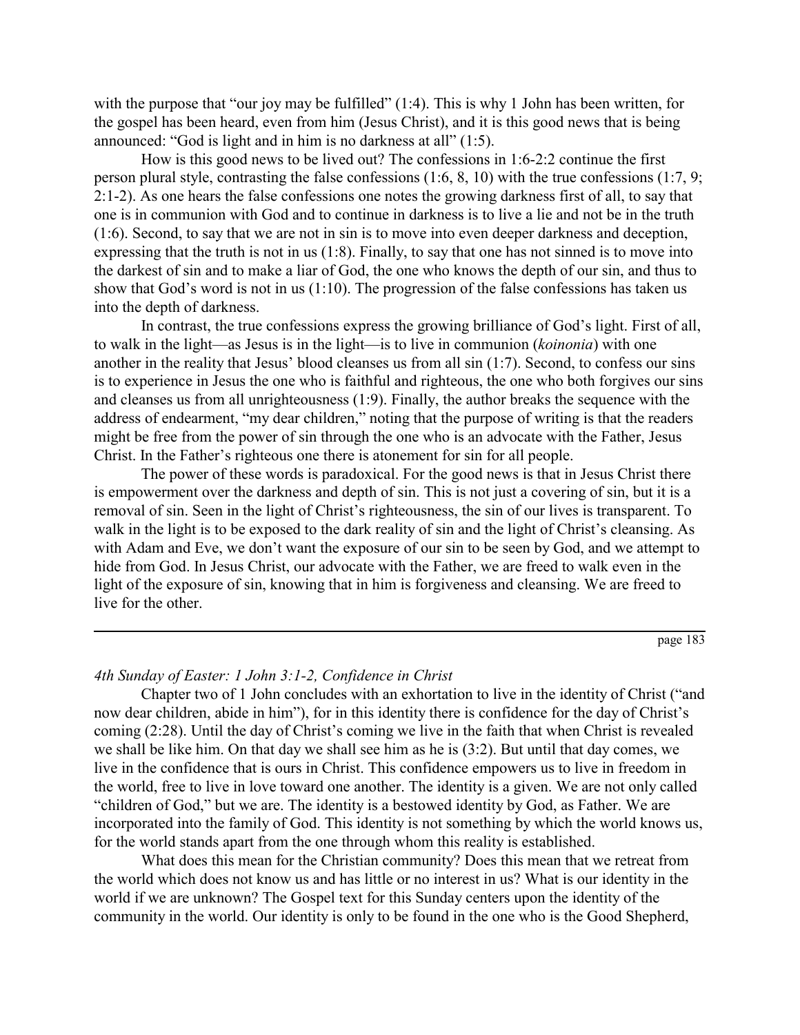with the purpose that "our joy may be fulfilled" (1:4). This is why 1 John has been written, for the gospel has been heard, even from him (Jesus Christ), and it is this good news that is being announced: "God is light and in him is no darkness at all" (1:5).

How is this good news to be lived out? The confessions in 1:6-2:2 continue the first person plural style, contrasting the false confessions (1:6, 8, 10) with the true confessions (1:7, 9; 2:1-2). As one hears the false confessions one notes the growing darkness first of all, to say that one is in communion with God and to continue in darkness is to live a lie and not be in the truth (1:6). Second, to say that we are not in sin is to move into even deeper darkness and deception, expressing that the truth is not in us (1:8). Finally, to say that one has not sinned is to move into the darkest of sin and to make a liar of God, the one who knows the depth of our sin, and thus to show that God's word is not in us (1:10). The progression of the false confessions has taken us into the depth of darkness.

In contrast, the true confessions express the growing brilliance of God's light. First of all, to walk in the light—as Jesus is in the light—is to live in communion (*koinonia*) with one another in the reality that Jesus' blood cleanses us from all sin (1:7). Second, to confess our sins is to experience in Jesus the one who is faithful and righteous, the one who both forgives our sins and cleanses us from all unrighteousness (1:9). Finally, the author breaks the sequence with the address of endearment, "my dear children," noting that the purpose of writing is that the readers might be free from the power of sin through the one who is an advocate with the Father, Jesus Christ. In the Father's righteous one there is atonement for sin for all people.

The power of these words is paradoxical. For the good news is that in Jesus Christ there is empowerment over the darkness and depth of sin. This is not just a covering of sin, but it is a removal of sin. Seen in the light of Christ's righteousness, the sin of our lives is transparent. To walk in the light is to be exposed to the dark reality of sin and the light of Christ's cleansing. As with Adam and Eve, we don't want the exposure of our sin to be seen by God, and we attempt to hide from God. In Jesus Christ, our advocate with the Father, we are freed to walk even in the light of the exposure of sin, knowing that in him is forgiveness and cleansing. We are freed to live for the other.

---

*4th Sunday of Easter: 1 John 3:1-2, Confidence in Christ*

Chapter two of 1 John concludes with an exhortation to live in the identity of Christ ("and now dear children, abide in him"), for in this identity there is confidence for the day of Christ's coming (2:28). Until the day of Christ's coming we live in the faith that when Christ is revealed we shall be like him. On that day we shall see him as he is (3:2). But until that day comes, we live in the confidence that is ours in Christ. This confidence empowers us to live in freedom in the world, free to live in love toward one another. The identity is a given. We are not only called "children of God," but we are. The identity is a bestowed identity by God, as Father. We are incorporated into the family of God. This identity is not something by which the world knows us, for the world stands apart from the one through whom this reality is established.

What does this mean for the Christian community? Does this mean that we retreat from the world which does not know us and has little or no interest in us? What is our identity in the world if we are unknown? The Gospel text for this Sunday centers upon the identity of the community in the world. Our identity is only to be found in the one who is the Good Shepherd,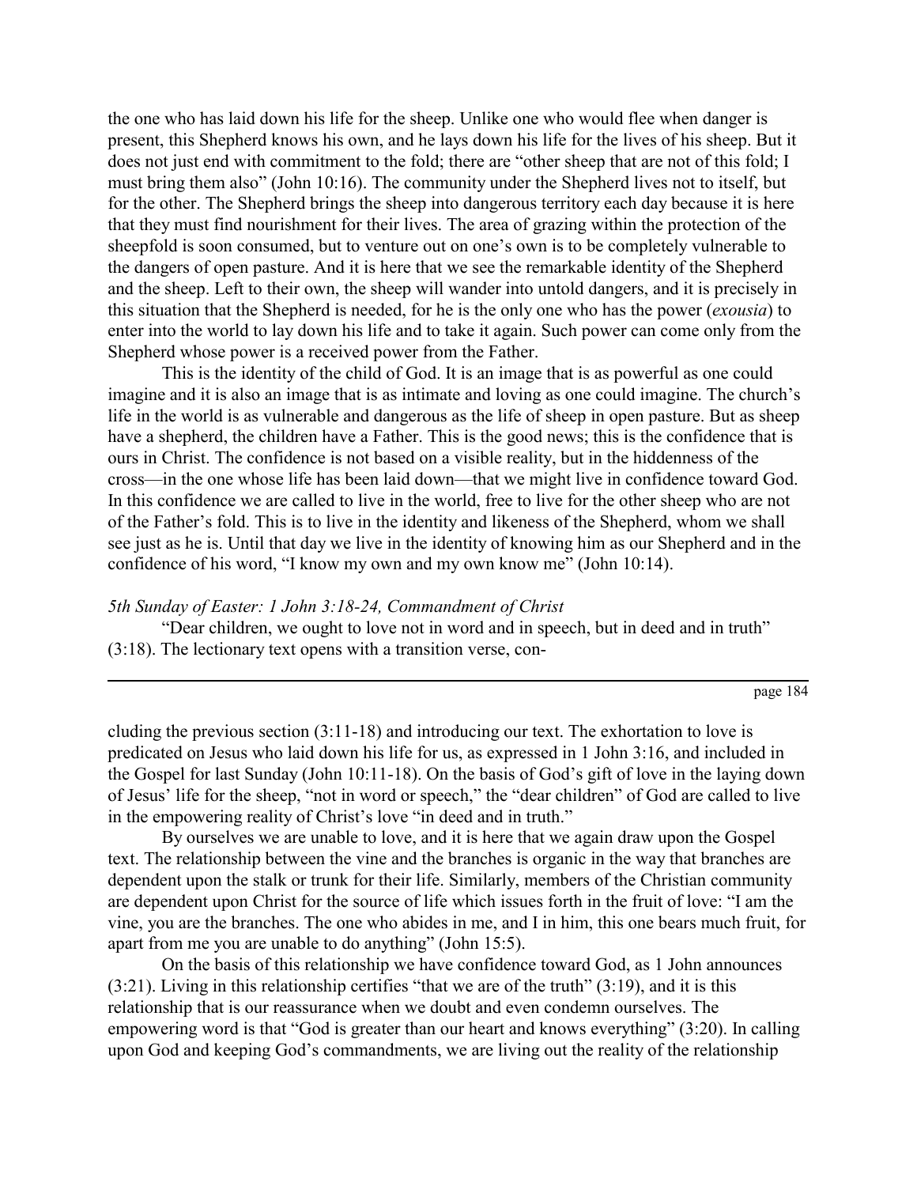the one who has laid down his life for the sheep. Unlike one who would flee when danger is present, this Shepherd knows his own, and he lays down his life for the lives of his sheep. But it does not just end with commitment to the fold; there are "other sheep that are not of this fold; I must bring them also" (John 10:16). The community under the Shepherd lives not to itself, but for the other. The Shepherd brings the sheep into dangerous territory each day because it is here that they must find nourishment for their lives. The area of grazing within the protection of the sheepfold is soon consumed, but to venture out on one's own is to be completely vulnerable to the dangers of open pasture. And it is here that we see the remarkable identity of the Shepherd and the sheep. Left to their own, the sheep will wander into untold dangers, and it is precisely in this situation that the Shepherd is needed, for he is the only one who has the power (*exousia*) to enter into the world to lay down his life and to take it again. Such power can come only from the Shepherd whose power is a received power from the Father.

This is the identity of the child of God. It is an image that is as powerful as one could imagine and it is also an image that is as intimate and loving as one could imagine. The church's life in the world is as vulnerable and dangerous as the life of sheep in open pasture. But as sheep have a shepherd, the children have a Father. This is the good news; this is the confidence that is ours in Christ. The confidence is not based on a visible reality, but in the hiddenness of the cross—in the one whose life has been laid down—that we might live in confidence toward God. In this confidence we are called to live in the world, free to live for the other sheep who are not of the Father's fold. This is to live in the identity and likeness of the Shepherd, whom we shall see just as he is. Until that day we live in the identity of knowing him as our Shepherd and in the confidence of his word, "I know my own and my own know me" (John 10:14).

*5th Sunday of Easter: 1 John 3:18-24, Commandment of Christ*

"Dear children, we ought to love not in word and in speech, but in deed and in truth" (3:18). The lectionary text opens with a transition verse, concluding the previous section (3:11-18) and introducing our text. The exhortation to love is predicated on Jesus who laid down his life for us, as expressed in 1 John 3:16, and included in the Gospel for last Sunday (John 10:11-18). On the basis of God's gift of love in the laying down of Jesus' life for the sheep, "not in word or speech," the "dear children" of God are called to live in the empowering reality of Christ's love "in deed and in truth."

By ourselves we are unable to love, and it is here that we again draw upon the Gospel text. The relationship between the vine and the branches is organic in the way that branches are dependent upon the stalk or trunk for their life. Similarly, members of the Christian community are dependent upon Christ for the source of life which issues forth in the fruit of love: "I am the vine, you are the branches. The one who abides in me, and I in him, this one bears much fruit, for apart from me you are unable to do anything" (John 15:5).

On the basis of this relationship we have confidence toward God, as 1 John announces (3:21). Living in this relationship certifies "that we are of the truth" (3:19), and it is this relationship that is our reassurance when we doubt and even condemn ourselves. The empowering word is that "God is greater than our heart and knows everything" (3:20). In calling upon God and keeping God's commandments, we are living out the reality of the relationship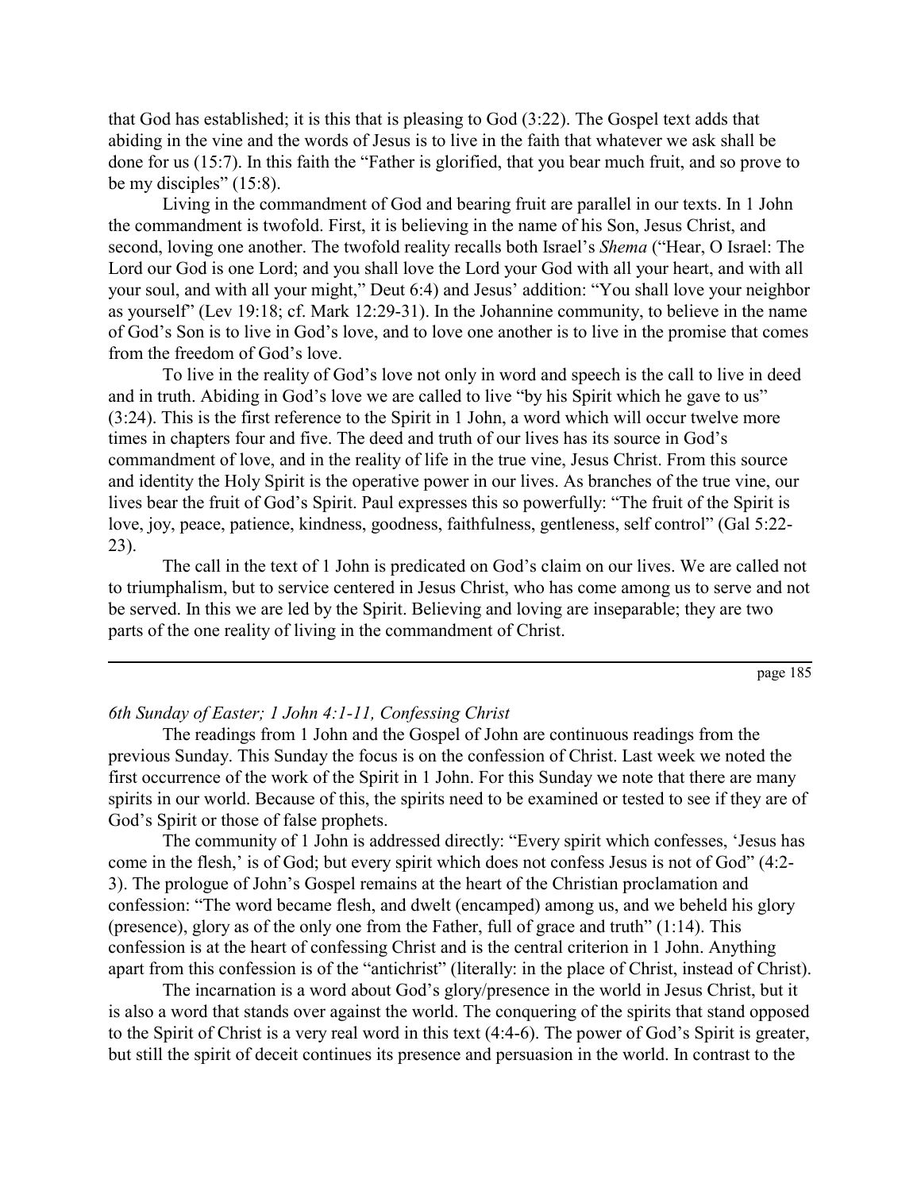that God has established; it is this that is pleasing to God (3:22). The Gospel text adds that abiding in the vine and the words of Jesus is to live in the faith that whatever we ask shall be done for us (15:7). In this faith the "Father is glorified, that you bear much fruit, and so prove to be my disciples" (15:8).

Living in the commandment of God and bearing fruit are parallel in our texts. In 1 John the commandment is twofold. First, it is believing in the name of his Son, Jesus Christ, and second, loving one another. The twofold reality recalls both Israel's *Shema* ("Hear, O Israel: The Lord our God is one Lord; and you shall love the Lord your God with all your heart, and with all your soul, and with all your might," Deut 6:4) and Jesus' addition: "You shall love your neighbor as yourself" (Lev 19:18; cf. Mark 12:29-31). In the Johannine community, to believe in the name of God's Son is to live in God's love, and to love one another is to live in the promise that comes from the freedom of God's love.

To live in the reality of God's love not only in word and speech is the call to live in deed and in truth. Abiding in God's love we are called to live "by his Spirit which he gave to us" (3:24). This is the first reference to the Spirit in 1 John, a word which will occur twelve more times in chapters four and five. The deed and truth of our lives has its source in God's commandment of love, and in the reality of life in the true vine, Jesus Christ. From this source and identity the Holy Spirit is the operative power in our lives. As branches of the true vine, our lives bear the fruit of God's Spirit. Paul expresses this so powerfully: "The fruit of the Spirit is love, joy, peace, patience, kindness, goodness, faithfulness, gentleness, self control" (Gal 5:22-23).

The call in the text of 1 John is predicated on God's claim on our lives. We are called not to triumphalism, but to service centered in Jesus Christ, who has come among us to serve and not be served. In this we are led by the Spirit. Believing and loving are inseparable; they are two parts of the one reality of living in the commandment of Christ.

---

*6th Sunday of Easter; 1 John 4:1-11, Confessing Christ*

The readings from 1 John and the Gospel of John are continuous readings from the previous Sunday. This Sunday the focus is on the confession of Christ. Last week we noted the first occurrence of the work of the Spirit in 1 John. For this Sunday we note that there are many spirits in our world. Because of this, the spirits need to be examined or tested to see if they are of God's Spirit or those of false prophets.

The community of 1 John is addressed directly: "Every spirit which confesses, 'Jesus has come in the flesh,' is of God; but every spirit which does not confess Jesus is not of God" (4:2-3). The prologue of John's Gospel remains at the heart of the Christian proclamation and confession: "The word became flesh, and dwelt (encamped) among us, and we beheld his glory (presence), glory as of the only one from the Father, full of grace and truth" (1:14). This confession is at the heart of confessing Christ and is the central criterion in 1 John. Anything apart from this confession is of the "antichrist" (literally: in the place of Christ, instead of Christ).

The incarnation is a word about God's glory/presence in the world in Jesus Christ, but it is also a word that stands over against the world. The conquering of the spirits that stand opposed to the Spirit of Christ is a very real word in this text (4:4-6). The power of God's Spirit is greater, but still the spirit of deceit continues its presence and persuasion in the world. In contrast to the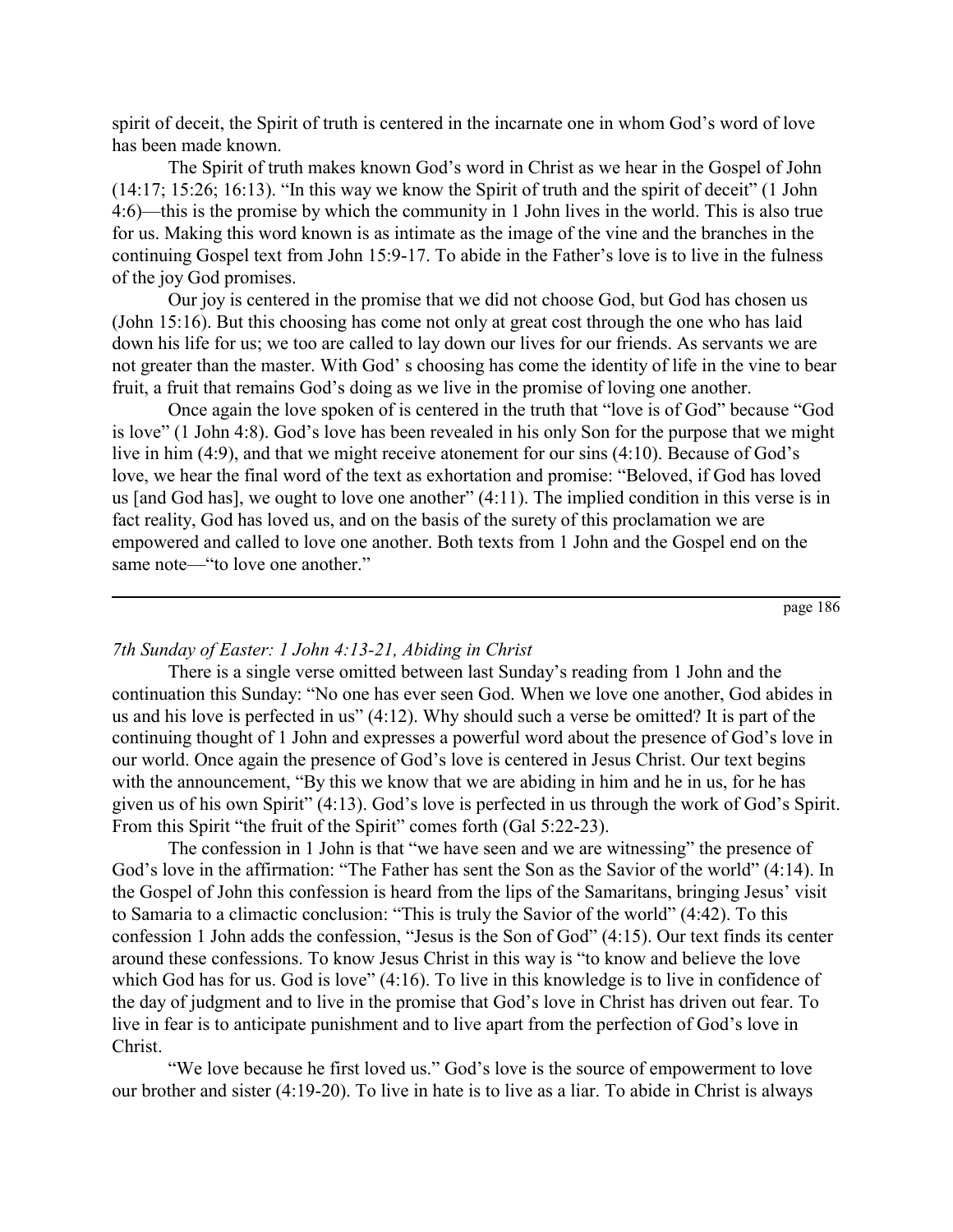spirit of deceit, the Spirit of truth is centered in the incarnate one in whom God's word of love has been made known.

The Spirit of truth makes known God's word in Christ as we hear in the Gospel of John (14:17; 15:26; 16:13). "In this way we know the Spirit of truth and the spirit of deceit" (1 John 4:6)—this is the promise by which the community in 1 John lives in the world. This is also true for us. Making this word known is as intimate as the image of the vine and the branches in the continuing Gospel text from John 15:9-17. To abide in the Father's love is to live in the fulness of the joy God promises.

Our joy is centered in the promise that we did not choose God, but God has chosen us (John 15:16). But this choosing has come not only at great cost through the one who has laid down his life for us; we too are called to lay down our lives for our friends. As servants we are not greater than the master. With God' s choosing has come the identity of life in the vine to bear fruit, a fruit that remains God's doing as we live in the promise of loving one another.

Once again the love spoken of is centered in the truth that "love is of God" because "God is love" (1 John 4:8). God's love has been revealed in his only Son for the purpose that we might live in him (4:9), and that we might receive atonement for our sins (4:10). Because of God's love, we hear the final word of the text as exhortation and promise: "Beloved, if God has loved us [and God has], we ought to love one another" (4:11). The implied condition in this verse is in fact reality, God has loved us, and on the basis of the surety of this proclamation we are empowered and called to love one another. Both texts from 1 John and the Gospel end on the same note—"to love one another."

---

*7th Sunday of Easter: 1 John 4:13-21, Abiding in Christ*

There is a single verse omitted between last Sunday's reading from 1 John and the continuation this Sunday: "No one has ever seen God. When we love one another, God abides in us and his love is perfected in us" (4:12). Why should such a verse be omitted? It is part of the continuing thought of 1 John and expresses a powerful word about the presence of God's love in our world. Once again the presence of God's love is centered in Jesus Christ. Our text begins with the announcement, "By this we know that we are abiding in him and he in us, for he has given us of his own Spirit" (4:13). God's love is perfected in us through the work of God's Spirit. From this Spirit "the fruit of the Spirit" comes forth (Gal 5:22-23).

The confession in 1 John is that "we have seen and we are witnessing" the presence of God's love in the affirmation: "The Father has sent the Son as the Savior of the world" (4:14). In the Gospel of John this confession is heard from the lips of the Samaritans, bringing Jesus' visit to Samaria to a climactic conclusion: "This is truly the Savior of the world" (4:42). To this confession 1 John adds the confession, "Jesus is the Son of God" (4:15). Our text finds its center around these confessions. To know Jesus Christ in this way is "to know and believe the love which God has for us. God is love" (4:16). To live in this knowledge is to live in confidence of the day of judgment and to live in the promise that God's love in Christ has driven out fear. To live in fear is to anticipate punishment and to live apart from the perfection of God's love in Christ.

"We love because he first loved us." God's love is the source of empowerment to love our brother and sister (4:19-20). To live in hate is to live as a liar. To abide in Christ is always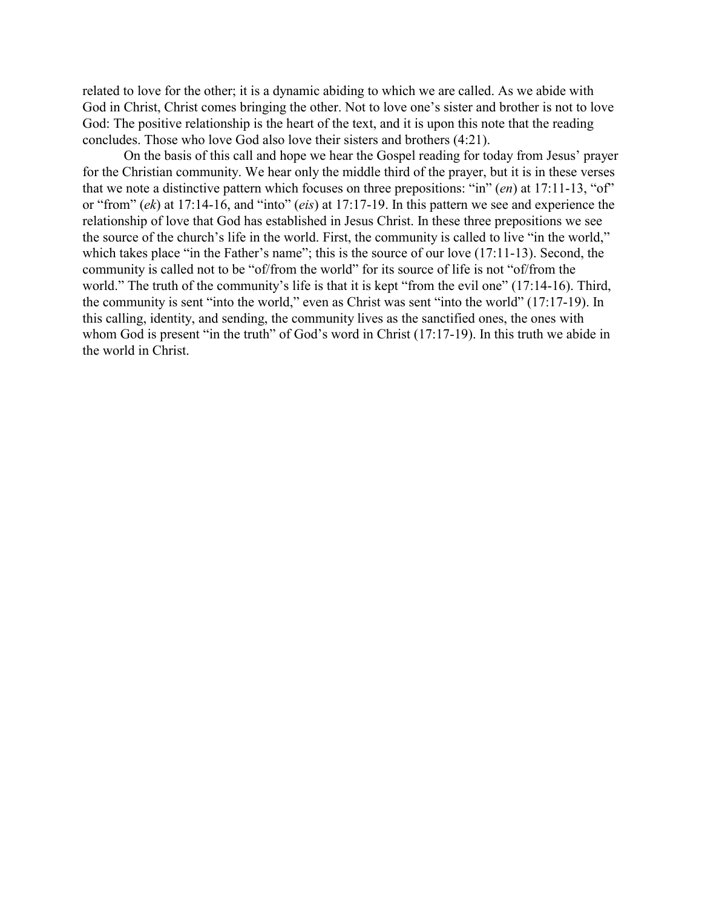related to love for the other; it is a dynamic abiding to which we are called. As we abide with God in Christ, Christ comes bringing the other. Not to love one's sister and brother is not to love God: The positive relationship is the heart of the text, and it is upon this note that the reading concludes. Those who love God also love their sisters and brothers (4:21).

On the basis of this call and hope we hear the Gospel reading for today from Jesus' prayer for the Christian community. We hear only the middle third of the prayer, but it is in these verses that we note a distinctive pattern which focuses on three prepositions: "in" (*en*) at 17:11-13, "of" or "from" (*ek*) at 17:14-16, and "into" (*eis*) at 17:17-19. In this pattern we see and experience the relationship of love that God has established in Jesus Christ. In these three prepositions we see the source of the church's life in the world. First, the community is called to live "in the world," which takes place "in the Father's name"; this is the source of our love (17:11-13). Second, the community is called not to be "of/from the world" for its source of life is not "of/from the world." The truth of the community's life is that it is kept "from the evil one" (17:14-16). Third, the community is sent "into the world," even as Christ was sent "into the world" (17:17-19). In this calling, identity, and sending, the community lives as the sanctified ones, the ones with whom God is present "in the truth" of God's word in Christ (17:17-19). In this truth we abide in the world in Christ.